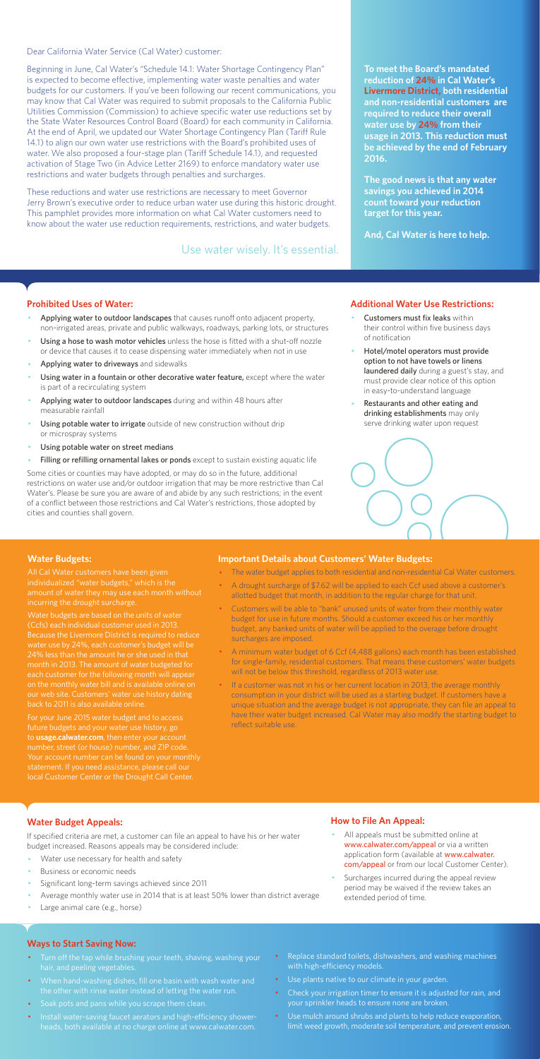Dear California Water Service (Cal Water) customer:

Beginning in June, Cal Water's "Schedule 14.1: Water Shortage Contingency Plan" is expected to become effective, implementing water waste penalties and water budgets for our customers. If you've been following our recent communications, you may know that Cal Water was required to submit proposals to the California Public Utilities Commission (Commission) to achieve specific water use reductions set by the State Water Resources Control Board (Board) for each community in California. At the end of April, we updated our Water Shortage Contingency Plan (Tariff Rule 14.1) to align our own water use restrictions with the Board's prohibited uses of water. We also proposed a four-stage plan (Tariff Schedule 14.1), and requested activation of Stage Two (in Advice Letter 2169) to enforce mandatory water use restrictions and water budgets through penalties and surcharges.

These reductions and water use restrictions are necessary to meet Governor Jerry Brown's executive order to reduce urban water use during this historic drought. This pamphlet provides more information on what Cal Water customers need to know about the water use reduction requirements, restrictions, and water budgets.

Use water wisely. It's essential.

**To meet the Board's mandated reduction of 24% in Cal Water's Livermore District, both residential and non-residential customers are required to reduce their overall water use by 24% from their usage in 2013. This reduction must be achieved by the end of February 2016.**

**The good news is that any water savings you achieved in 2014 count toward your reduction target for this year.**

**And, Cal Water is here to help.**

## Prohibited Uses of Water:

- Applying water to outdoor landscapes that causes runoff onto adjacent property, non-irrigated areas, private and public walkways, roadways, parking lots, or structures
- Using a hose to wash motor vehicles unless the hose is fitted with a shut-off nozzle or device that causes it to cease dispensing water immediately when not in use
- Applying water to driveways and sidewalks
- Using water in a fountain or other decorative water feature, except where the water is part of a recirculating system
- Applying water to outdoor landscapes during and within 48 hours after measurable rainfall
- Using potable water to irrigate outside of new construction without drip or microspray systems
- Using potable water on street medians
- Filling or refilling ornamental lakes or ponds except to sustain existing aquatic life

Some cities or counties may have adopted, or may do so in the future, additional restrictions on water use and/or outdoor irrigation that may be more restrictive than Cal Water's. Please be sure you are aware of and abide by any such restrictions; in the event of a conflict between those restrictions and Cal Water's restrictions, those adopted by cities and counties shall govern.

## Additional Water Use Restrictions:

- Customers must fix leaks within their control within five business days of notification
- Hotel/motel operators must provide option to not have towels or linens laundered daily during a guest's stay, and must provide clear notice of this option in easy-to-understand language
- Restaurants and other eating and drinking establishments may only serve drinking water upon request

## Water Budgets:

All Cal Water customers have been given individualized "water budgets," which is the amount of water they may use each month without incurring the drought surcharge.

Water budgets are based on the units of water (Ccfs) each individual customer used in 2013. Because the Livermore District is required to reduce water use by 24%, each customer's budget will be 24% less than the amount he or she used in that month in 2013. The amount of water budgeted for each customer for the following month will appear on the monthly water bill and is available online on our web site. Customers' water use history dating back to 2011 is also available online.

For your June 2015 water budget and to access future budgets and your water use history, go to **usage.calwater.com**, then enter your account number, street (or house) number, and ZIP code. Your account number can be found on your monthly statement. If you need assistance, please call our local Customer Center or the Drought Call Center.

## Important Details about Customers' Water Budgets:

- The water budget applies to both residential and non-residential Cal Water customers.
- A drought surcharge of $7.62 will be applied to each Ccf used above a customer's allotted budget that month, in addition to the regular charge for that unit.
- Customers will be able to "bank" unused units of water from their monthly water budget for use in future months. Should a customer exceed his or her monthly budget, any banked units of water will be applied to the overage before drought surcharges are imposed.
- A minimum water budget of 6 Ccf (4,488 gallons) each month has been established for single-family, residential customers. That means these customers' water budgets will not be below this threshold, regardless of 2013 water use.
- If a customer was not in his or her current location in 2013, the average monthly consumption in your district will be used as a starting budget. If customers have a unique situation and the average budget is not appropriate, they can file an appeal to have their water budget increased. Cal Water may also modify the starting budget to reflect suitable use.

## Water Budget Appeals:

If specified criteria are met, a customer can file an appeal to have his or her water budget increased. Reasons appeals may be considered include:

- Water use necessary for health and safety
- Business or economic needs
- Significant long-term savings achieved since 2011
- Average monthly water use in 2014 that is at least 50% lower than district average
- Large animal care (e.g., horse)

## How to File An Appeal:

- All appeals must be submitted online at www.calwater.com/appeal or via a written application form (available at www.calwater.com/appeal or from our local Customer Center).
- Surcharges incurred during the appeal review period may be waived if the review takes an extended period of time.

## Ways to Start Saving Now:

- Turn off the tap while brushing your teeth, shaving, washing your hair, and peeling vegetables.
- When hand-washing dishes, fill one basin with wash water and the other with rinse water instead of letting the water run.
- Soak pots and pans while you scrape them clean.
- Install water-saving faucet aerators and high-efficiency showerheads, both available at no charge online at www.calwater.com.
- Replace standard toilets, dishwashers, and washing machines with high-efficiency models.
- Use plants native to our climate in your garden.
- Check your irrigation timer to ensure it is adjusted for rain, and your sprinkler heads to ensure none are broken.
- Use mulch around shrubs and plants to help reduce evaporation, limit weed growth, moderate soil temperature, and prevent erosion.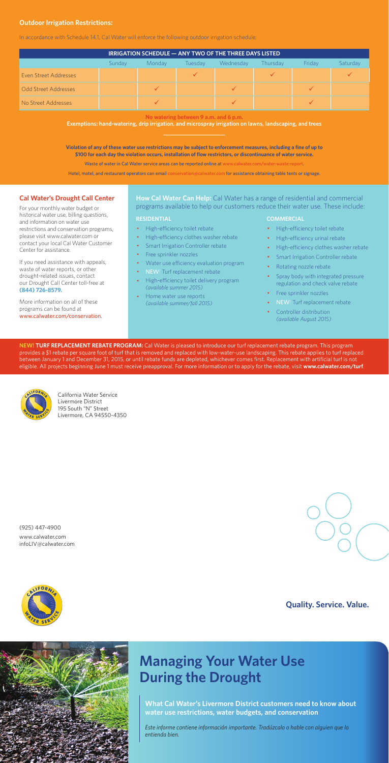## Outdoor Irrigation Restrictions:

In accordance with Schedule 14.1, Cal Water will enforce the following outdoor irrigation schedule:

| IRRIGATION SCHEDULE — ANY TWO OF THE THREE DAYS LISTED | | | | | | | |
|---|---|---|---|---|---|---|---|
| | Sunday | Monday | Tuesday | Wednesday | Thursday | Friday | Saturday |
| Even Street Addresses | | | ✓ | | ✓ | | ✓ |
| Odd Street Addresses | | ✓ | | ✓ | | ✓ | |
| No Street Addresses | | ✓ | | ✓ | | ✓ | |

**No watering between 9 a.m. and 6 p.m.**

**Exemptions: hand-watering, drip irrigation, and microspray irrigation on lawns, landscaping, and trees**

**Violation of any of these water use restrictions may be subject to enforcement measures, including a fine of up to $100 for each day the violation occurs, installation of flow restrictors, or discontinuance of water service.**

Waste of water in Cal Water service areas can be reported online at www.calwater.com/water-waste-report.

Hotel, motel, and restaurant operators can email conservation@calwater.com for assistance obtaining table tents or signage.

### Cal Water's Drought Call Center

For your monthly water budget or historical water use, billing questions, and information on water use restrictions and conservation programs, please visit www.calwater.com or contact your local Cal Water Customer Center for assistance.

If you need assistance with appeals, waste of water reports, or other drought-related issues, contact our Drought Call Center toll-free at **(844) 726-8579.**

More information on all of these programs can be found at www.calwater.com/conservation.

### How Cal Water Can Help:

Cal Water has a range of residential and commercial programs available to help our customers reduce their water use. These include:

**RESIDENTIAL**

- High-efficiency toilet rebate
- High-efficiency clothes washer rebate
- Smart Irrigation Controller rebate
- Free sprinkler nozzles
- Water use efficiency evaluation program
- NEW! Turf replacement rebate
- High-efficiency toilet delivery program *(available summer 2015)*
- Home water use reports *(available summer/fall 2015)*

**COMMERCIAL**

- High-efficiency toilet rebate
- High-efficiency urinal rebate
- High-efficiency clothes washer rebate
- Smart Irrigation Controller rebate
- Rotating nozzle rebate
- Spray body with integrated pressure regulation and check valve rebate
- Free sprinkler nozzles
- NEW! Turf replacement rebate
- Controller distribution *(available August 2015)*

**NEW! TURF REPLACEMENT REBATE PROGRAM:** Cal Water is pleased to introduce our turf replacement rebate program. This program provides a $1 rebate per square foot of turf that is removed and replaced with low-water-use landscaping. This rebate applies to turf replaced between January 1 and December 31, 2015, or until rebate funds are depleted, whichever comes first. Replacement with artificial turf is not eligible. All projects beginning June 1 must receive preapproval. For more information or to apply for the rebate, visit **www.calwater.com/turf**.

California Water Service
Livermore District
195 South "N" Street
Livermore, CA 94550-4350

(925) 447-4900
www.calwater.com
infoLIV@calwater.com

**Quality. Service. Value.**

# Managing Your Water Use During the Drought

**What Cal Water's Livermore District customers need to know about water use restrictions, water budgets, and conservation**

*Este informe contiene información importante. Tradúzcalo o hable con alguien que lo entienda bien.*